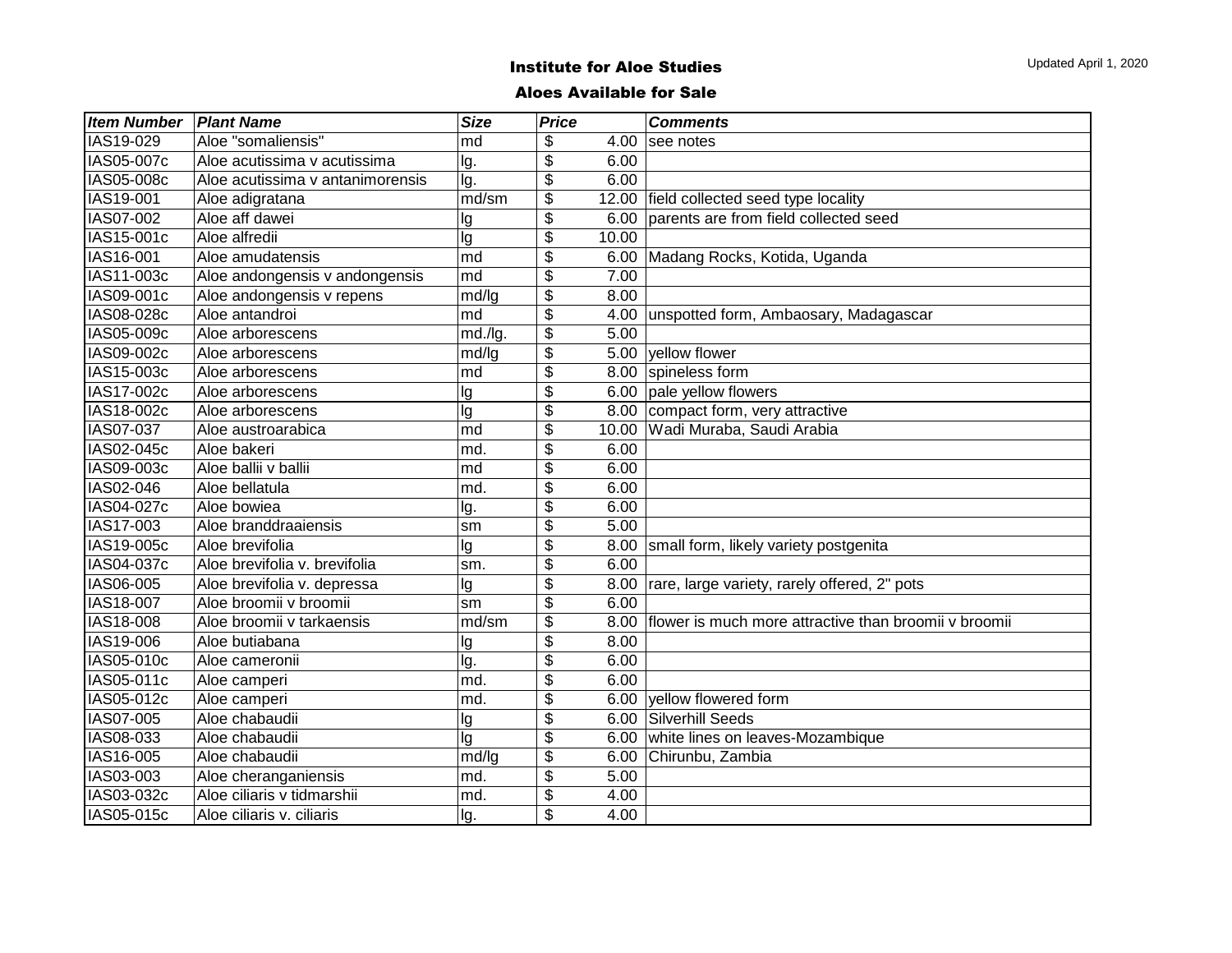# Institute for Aloe Studies

## Aloes Available for Sale

Updated April 1, 2020

| ***Item Number*** | ***Plant Name*** | ***Size*** | ***Price*** | ***Comments*** |
|---|---|---|---|---|
| IAS19-029 | Aloe "somaliensis" | md | $ 4.00 | see notes |
| IAS05-007c | Aloe acutissima v acutissima | lg. | $ 6.00 | |
| IAS05-008c | Aloe acutissima v antanimorensis | lg. | $ 6.00 | |
| IAS19-001 | Aloe adigratana | md/sm | $ 12.00 | field collected seed type locality |
| IAS07-002 | Aloe aff dawei | lg | $ 6.00 | parents are from field collected seed |
| IAS15-001c | Aloe alfredii | lg | $ 10.00 | |
| IAS16-001 | Aloe amudatensis | md | $ 6.00 | Madang Rocks, Kotida, Uganda |
| IAS11-003c | Aloe andongensis v andongensis | md | $ 7.00 | |
| IAS09-001c | Aloe andongensis v repens | md/lg | $ 8.00 | |
| IAS08-028c | Aloe antandroi | md | $ 4.00 | unspotted form, Ambaosary, Madagascar |
| IAS05-009c | Aloe arborescens | md./lg. | $ 5.00 | |
| IAS09-002c | Aloe arborescens | md/lg | $ 5.00 | yellow flower |
| IAS15-003c | Aloe arborescens | md | $ 8.00 | spineless form |
| IAS17-002c | Aloe arborescens | lg | $ 6.00 | pale yellow flowers |
| IAS18-002c | Aloe arborescens | lg | $ 8.00 | compact form, very attractive |
| IAS07-037 | Aloe austroarabica | md | $ 10.00 | Wadi Muraba, Saudi Arabia |
| IAS02-045c | Aloe bakeri | md. | $ 6.00 | |
| IAS09-003c | Aloe ballii v ballii | md | $ 6.00 | |
| IAS02-046 | Aloe bellatula | md. | $ 6.00 | |
| IAS04-027c | Aloe bowiea | lg. | $ 6.00 | |
| IAS17-003 | Aloe branddraaiensis | sm | $ 5.00 | |
| IAS19-005c | Aloe brevifolia | lg | $ 8.00 | small form, likely variety postgenita |
| IAS04-037c | Aloe brevifolia v. brevifolia | sm. | $ 6.00 | |
| IAS06-005 | Aloe brevifolia v. depressa | lg | $ 8.00 | rare, large variety, rarely offered, 2" pots |
| IAS18-007 | Aloe broomii v broomii | sm | $ 6.00 | |
| IAS18-008 | Aloe broomii v tarkaensis | md/sm | $ 8.00 | flower is much more attractive than broomii v broomii |
| IAS19-006 | Aloe butiabana | lg | $ 8.00 | |
| IAS05-010c | Aloe cameronii | lg. | $ 6.00 | |
| IAS05-011c | Aloe camperi | md. | $ 6.00 | |
| IAS05-012c | Aloe camperi | md. | $ 6.00 | yellow flowered form |
| IAS07-005 | Aloe chabaudii | lg | $ 6.00 | Silverhill Seeds |
| IAS08-033 | Aloe chabaudii | lg | $ 6.00 | white lines on leaves-Mozambique |
| IAS16-005 | Aloe chabaudii | md/lg | $ 6.00 | Chirunbu, Zambia |
| IAS03-003 | Aloe cheranganiensis | md. | $ 5.00 | |
| IAS03-032c | Aloe ciliaris v tidmarshii | md. | $ 4.00 | |
| IAS05-015c | Aloe ciliaris v. ciliaris | lg. | $ 4.00 | |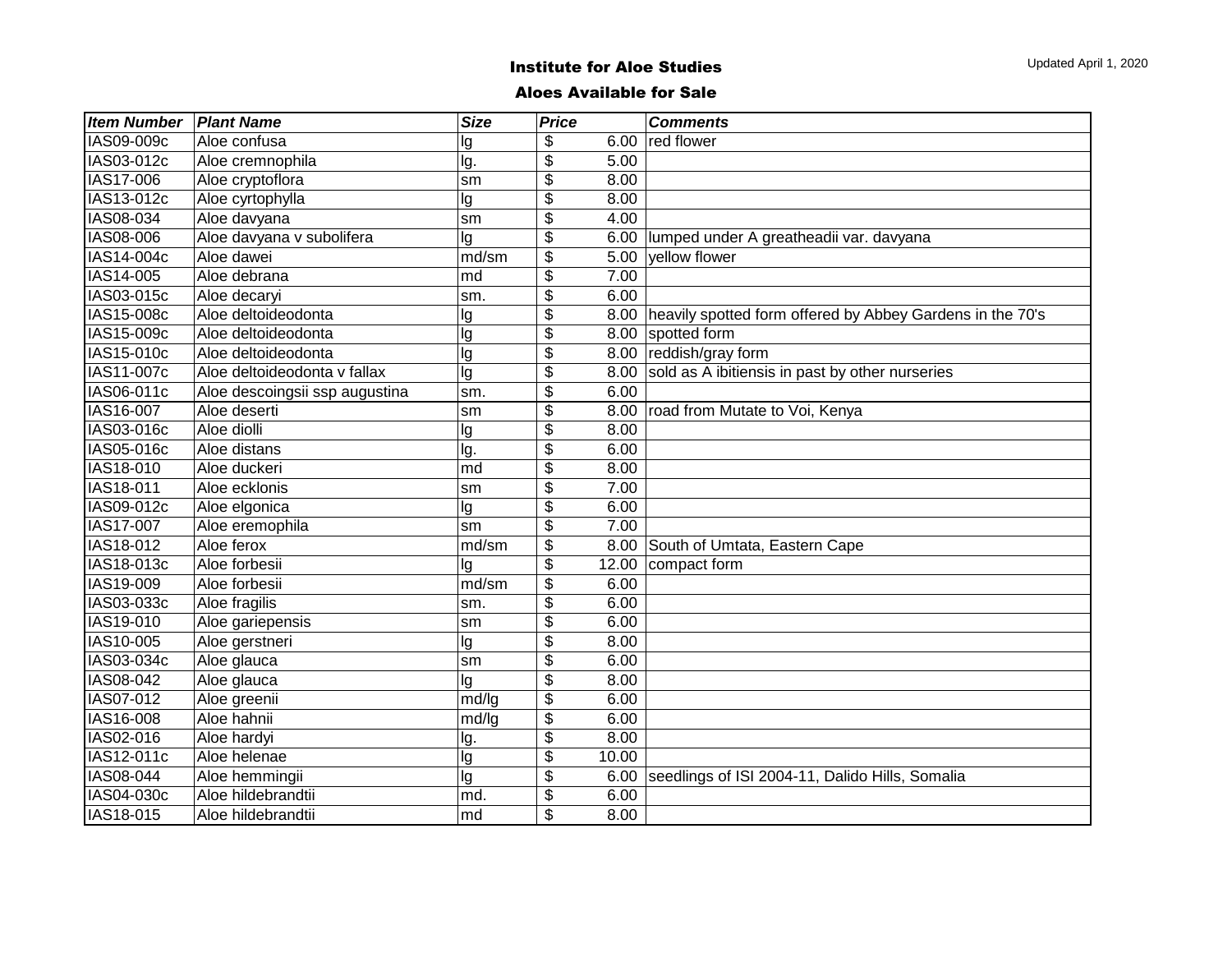Updated April 1, 2020

# Institute for Aloe Studies

## Aloes Available for Sale

| Item Number | Plant Name | Size | Price | Comments |
|---|---|---|---|---|
| IAS09-009c | Aloe confusa | lg | $ 6.00 | red flower |
| IAS03-012c | Aloe cremnophila | lg. | $ 5.00 | |
| IAS17-006 | Aloe cryptoflora | sm | $ 8.00 | |
| IAS13-012c | Aloe cyrtophylla | lg | $ 8.00 | |
| IAS08-034 | Aloe davyana | sm | $ 4.00 | |
| IAS08-006 | Aloe davyana v subolifera | lg | $ 6.00 | lumped under A greatheadii var. davyana |
| IAS14-004c | Aloe dawei | md/sm | $ 5.00 | yellow flower |
| IAS14-005 | Aloe debrana | md | $ 7.00 | |
| IAS03-015c | Aloe decaryi | sm. | $ 6.00 | |
| IAS15-008c | Aloe deltoideodonta | lg | $ 8.00 | heavily spotted form offered by Abbey Gardens in the 70's |
| IAS15-009c | Aloe deltoideodonta | lg | $ 8.00 | spotted form |
| IAS15-010c | Aloe deltoideodonta | lg | $ 8.00 | reddish/gray form |
| IAS11-007c | Aloe deltoideodonta v fallax | lg | $ 8.00 | sold as A ibitiensis in past by other nurseries |
| IAS06-011c | Aloe descoingsii ssp augustina | sm. | $ 6.00 | |
| IAS16-007 | Aloe deserti | sm | $ 8.00 | road from Mutate to Voi, Kenya |
| IAS03-016c | Aloe diolli | lg | $ 8.00 | |
| IAS05-016c | Aloe distans | lg. | $ 6.00 | |
| IAS18-010 | Aloe duckeri | md | $ 8.00 | |
| IAS18-011 | Aloe ecklonis | sm | $ 7.00 | |
| IAS09-012c | Aloe elgonica | lg | $ 6.00 | |
| IAS17-007 | Aloe eremophila | sm | $ 7.00 | |
| IAS18-012 | Aloe ferox | md/sm | $ 8.00 | South of Umtata, Eastern Cape |
| IAS18-013c | Aloe forbesii | lg | $ 12.00 | compact form |
| IAS19-009 | Aloe forbesii | md/sm | $ 6.00 | |
| IAS03-033c | Aloe fragilis | sm. | $ 6.00 | |
| IAS19-010 | Aloe gariepensis | sm | $ 6.00 | |
| IAS10-005 | Aloe gerstneri | lg | $ 8.00 | |
| IAS03-034c | Aloe glauca | sm | $ 6.00 | |
| IAS08-042 | Aloe glauca | lg | $ 8.00 | |
| IAS07-012 | Aloe greenii | md/lg | $ 6.00 | |
| IAS16-008 | Aloe hahnii | md/lg | $ 6.00 | |
| IAS02-016 | Aloe hardyi | lg. | $ 8.00 | |
| IAS12-011c | Aloe helenae | lg | $ 10.00 | |
| IAS08-044 | Aloe hemmingii | lg | $ 6.00 | seedlings of ISI 2004-11, Dalido Hills, Somalia |
| IAS04-030c | Aloe hildebrandtii | md. | $ 6.00 | |
| IAS18-015 | Aloe hildebrandtii | md | $ 8.00 | |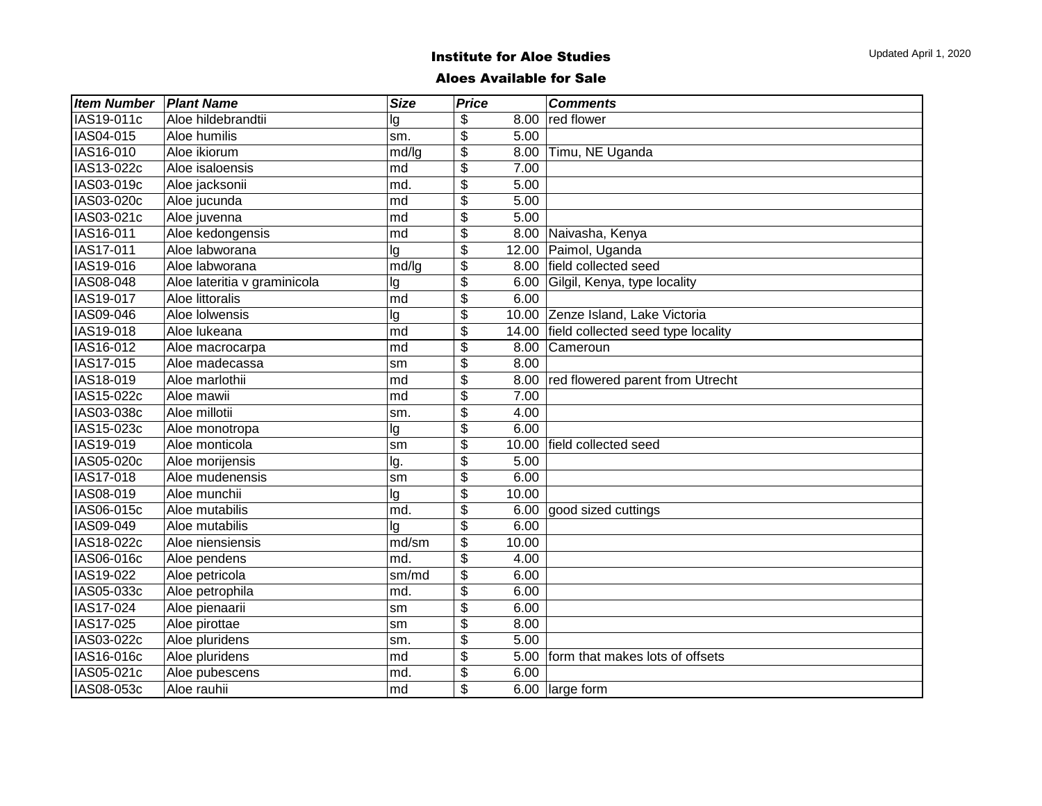Updated April 1, 2020

# Institute for Aloe Studies

## Aloes Available for Sale

| ***Item Number*** | ***Plant Name*** | ***Size*** | ***Price*** | ***Comments*** |
|---|---|---|---|---|
| IAS19-011c | Aloe hildebrandtii | lg | $ 8.00 | red flower |
| IAS04-015 | Aloe humilis | sm. | $ 5.00 | |
| IAS16-010 | Aloe ikiorum | md/lg | $ 8.00 | Timu, NE Uganda |
| IAS13-022c | Aloe isaloensis | md | $ 7.00 | |
| IAS03-019c | Aloe jacksonii | md. | $ 5.00 | |
| IAS03-020c | Aloe jucunda | md | $ 5.00 | |
| IAS03-021c | Aloe juvenna | md | $ 5.00 | |
| IAS16-011 | Aloe kedongensis | md | $ 8.00 | Naivasha, Kenya |
| IAS17-011 | Aloe labworana | lg | $ 12.00 | Paimol, Uganda |
| IAS19-016 | Aloe labworana | md/lg | $ 8.00 | field collected seed |
| IAS08-048 | Aloe lateritia v graminicola | lg | $ 6.00 | Gilgil, Kenya, type locality |
| IAS19-017 | Aloe littoralis | md | $ 6.00 | |
| IAS09-046 | Aloe lolwensis | lg | $ 10.00 | Zenze Island, Lake Victoria |
| IAS19-018 | Aloe lukeana | md | $ 14.00 | field collected seed type locality |
| IAS16-012 | Aloe macrocarpa | md | $ 8.00 | Cameroun |
| IAS17-015 | Aloe madecassa | sm | $ 8.00 | |
| IAS18-019 | Aloe marlothii | md | $ 8.00 | red flowered parent from Utrecht |
| IAS15-022c | Aloe mawii | md | $ 7.00 | |
| IAS03-038c | Aloe millotii | sm. | $ 4.00 | |
| IAS15-023c | Aloe monotropa | lg | $ 6.00 | |
| IAS19-019 | Aloe monticola | sm | $ 10.00 | field collected seed |
| IAS05-020c | Aloe morijensis | lg. | $ 5.00 | |
| IAS17-018 | Aloe mudenensis | sm | $ 6.00 | |
| IAS08-019 | Aloe munchii | lg | $ 10.00 | |
| IAS06-015c | Aloe mutabilis | md. | $ 6.00 | good sized cuttings |
| IAS09-049 | Aloe mutabilis | lg | $ 6.00 | |
| IAS18-022c | Aloe niensiensis | md/sm | $ 10.00 | |
| IAS06-016c | Aloe pendens | md. | $ 4.00 | |
| IAS19-022 | Aloe petricola | sm/md | $ 6.00 | |
| IAS05-033c | Aloe petrophila | md. | $ 6.00 | |
| IAS17-024 | Aloe pienaarii | sm | $ 6.00 | |
| IAS17-025 | Aloe pirottae | sm | $ 8.00 | |
| IAS03-022c | Aloe pluridens | sm. | $ 5.00 | |
| IAS16-016c | Aloe pluridens | md | $ 5.00 | form that makes lots of offsets |
| IAS05-021c | Aloe pubescens | md. | $ 6.00 | |
| IAS08-053c | Aloe rauhii | md | $ 6.00 | large form |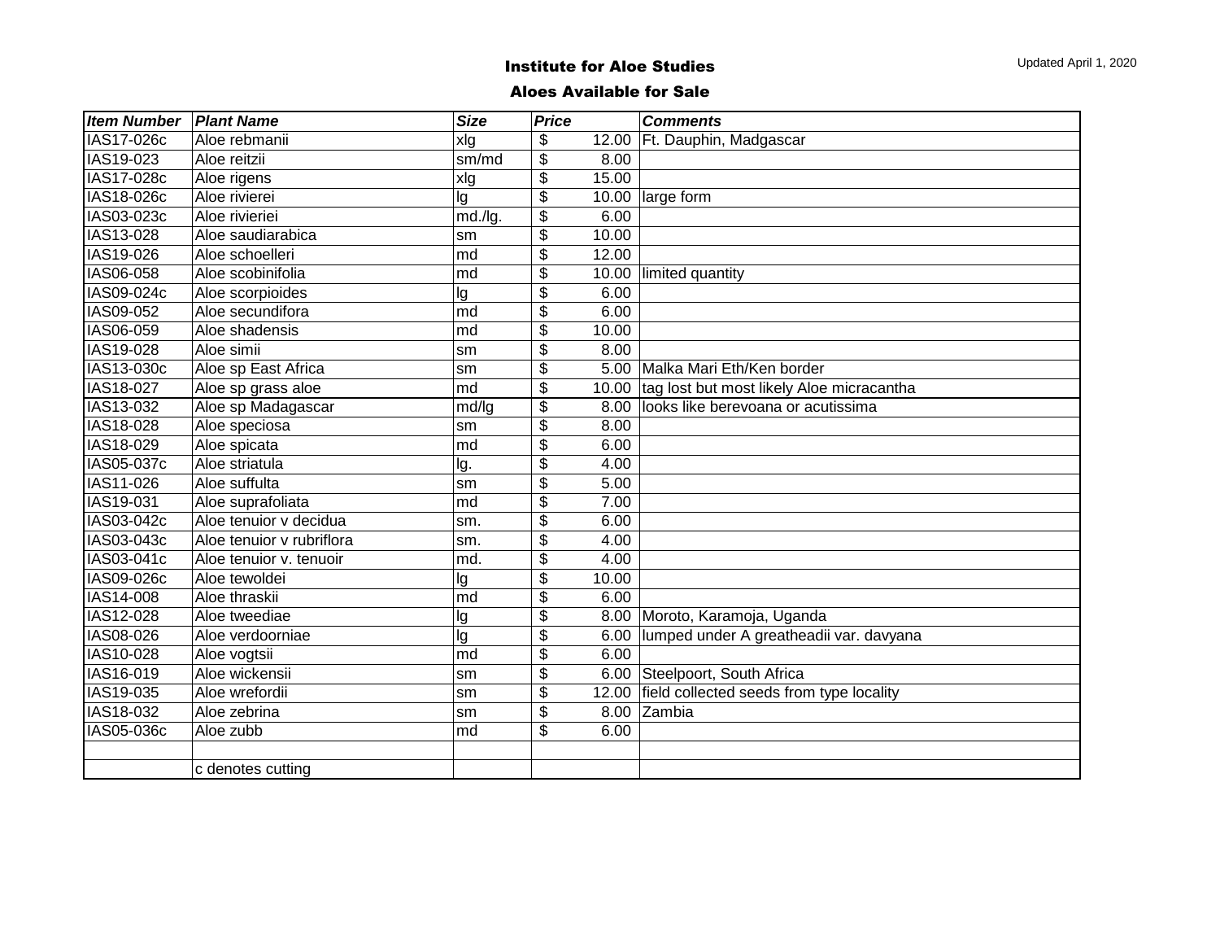Updated April 1, 2020

# Institute for Aloe Studies

## Aloes Available for Sale

| ***Item Number*** | ***Plant Name*** | ***Size*** | ***Price*** | ***Comments*** |
|---|---|---|---|---|
| IAS17-026c | Aloe rebmanii | xlg | $ 12.00 | Ft. Dauphin, Madgascar |
| IAS19-023 | Aloe reitzii | sm/md | $ 8.00 | |
| IAS17-028c | Aloe rigens | xlg | $ 15.00 | |
| IAS18-026c | Aloe rivierei | lg | $ 10.00 | large form |
| IAS03-023c | Aloe rivieriei | md./lg. | $ 6.00 | |
| IAS13-028 | Aloe saudiarabica | sm | $ 10.00 | |
| IAS19-026 | Aloe schoelleri | md | $ 12.00 | |
| IAS06-058 | Aloe scobinifolia | md | $ 10.00 | limited quantity |
| IAS09-024c | Aloe scorpioides | lg | $ 6.00 | |
| IAS09-052 | Aloe secundifora | md | $ 6.00 | |
| IAS06-059 | Aloe shadensis | md | $ 10.00 | |
| IAS19-028 | Aloe simii | sm | $ 8.00 | |
| IAS13-030c | Aloe sp East Africa | sm | $ 5.00 | Malka Mari Eth/Ken border |
| IAS18-027 | Aloe sp grass aloe | md | $ 10.00 | tag lost but most likely Aloe micracantha |
| IAS13-032 | Aloe sp Madagascar | md/lg | $ 8.00 | looks like berevoana or acutissima |
| IAS18-028 | Aloe speciosa | sm | $ 8.00 | |
| IAS18-029 | Aloe spicata | md | $ 6.00 | |
| IAS05-037c | Aloe striatula | lg. | $ 4.00 | |
| IAS11-026 | Aloe suffulta | sm | $ 5.00 | |
| IAS19-031 | Aloe suprafoliata | md | $ 7.00 | |
| IAS03-042c | Aloe tenuior v decidua | sm. | $ 6.00 | |
| IAS03-043c | Aloe tenuior v rubriflora | sm. | $ 4.00 | |
| IAS03-041c | Aloe tenuior v. tenuoir | md. | $ 4.00 | |
| IAS09-026c | Aloe tewoldei | lg | $ 10.00 | |
| IAS14-008 | Aloe thraskii | md | $ 6.00 | |
| IAS12-028 | Aloe tweediae | lg | $ 8.00 | Moroto, Karamoja, Uganda |
| IAS08-026 | Aloe verdoorniae | lg | $ 6.00 | lumped under A greatheadii var. davyana |
| IAS10-028 | Aloe vogtsii | md | $ 6.00 | |
| IAS16-019 | Aloe wickensii | sm | $ 6.00 | Steelpoort, South Africa |
| IAS19-035 | Aloe wrefordii | sm | $ 12.00 | field collected seeds from type locality |
| IAS18-032 | Aloe zebrina | sm | $ 8.00 | Zambia |
| IAS05-036c | Aloe zubb | md | $ 6.00 | |
| | | | | |
| | c denotes cutting | | | |